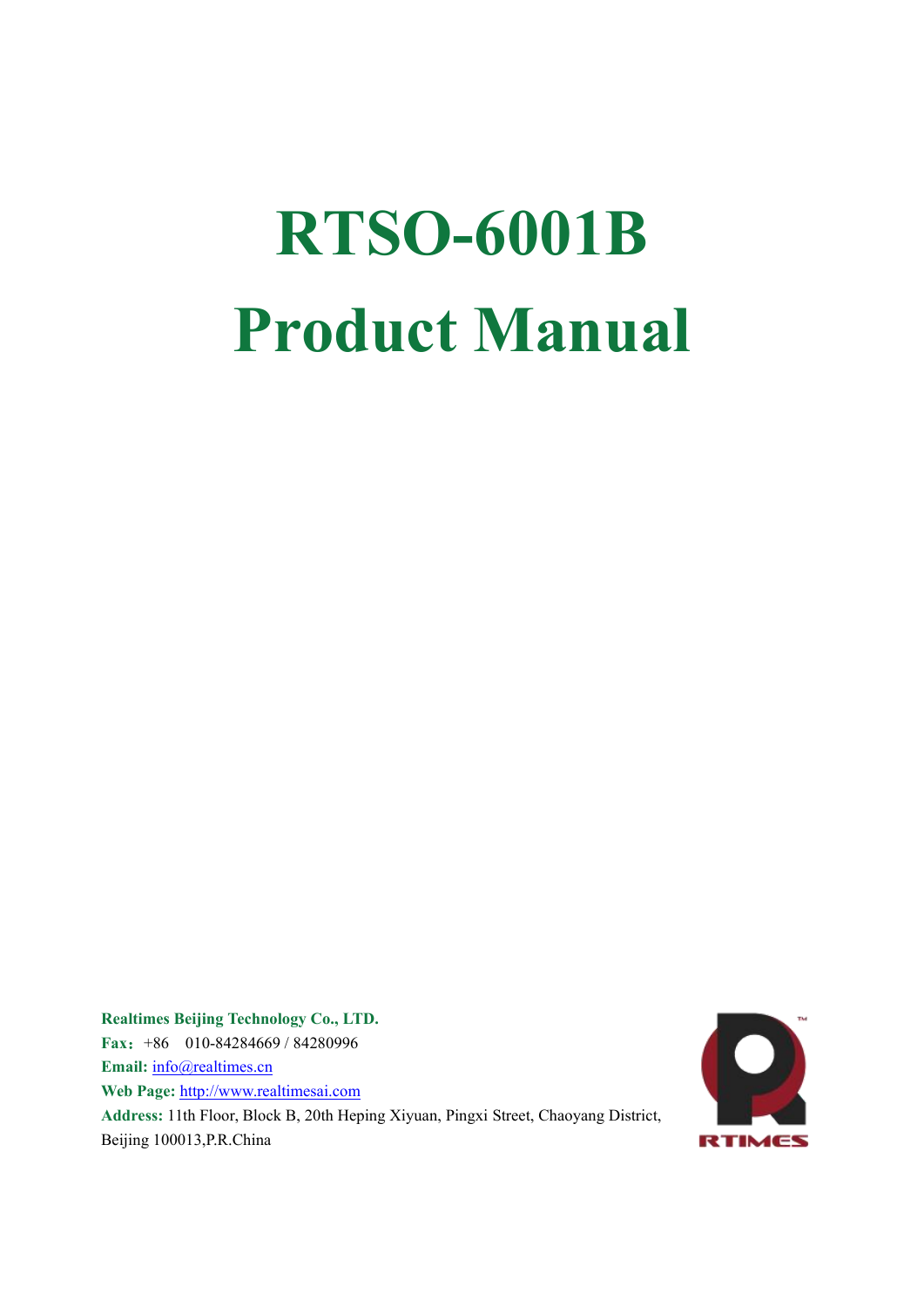# RTSO-6001B
# Product Manual

**Realtimes Beijing Technology Co., LTD.**
**Fax:** +86 010-84284669 / 84280996
**Email:** info@realtimes.cn
**Web Page:** http://www.realtimesai.com
**Address:** 11th Floor, Block B, 20th Heping Xiyuan, Pingxi Street, Chaoyang District, Beijing 100013,P.R.China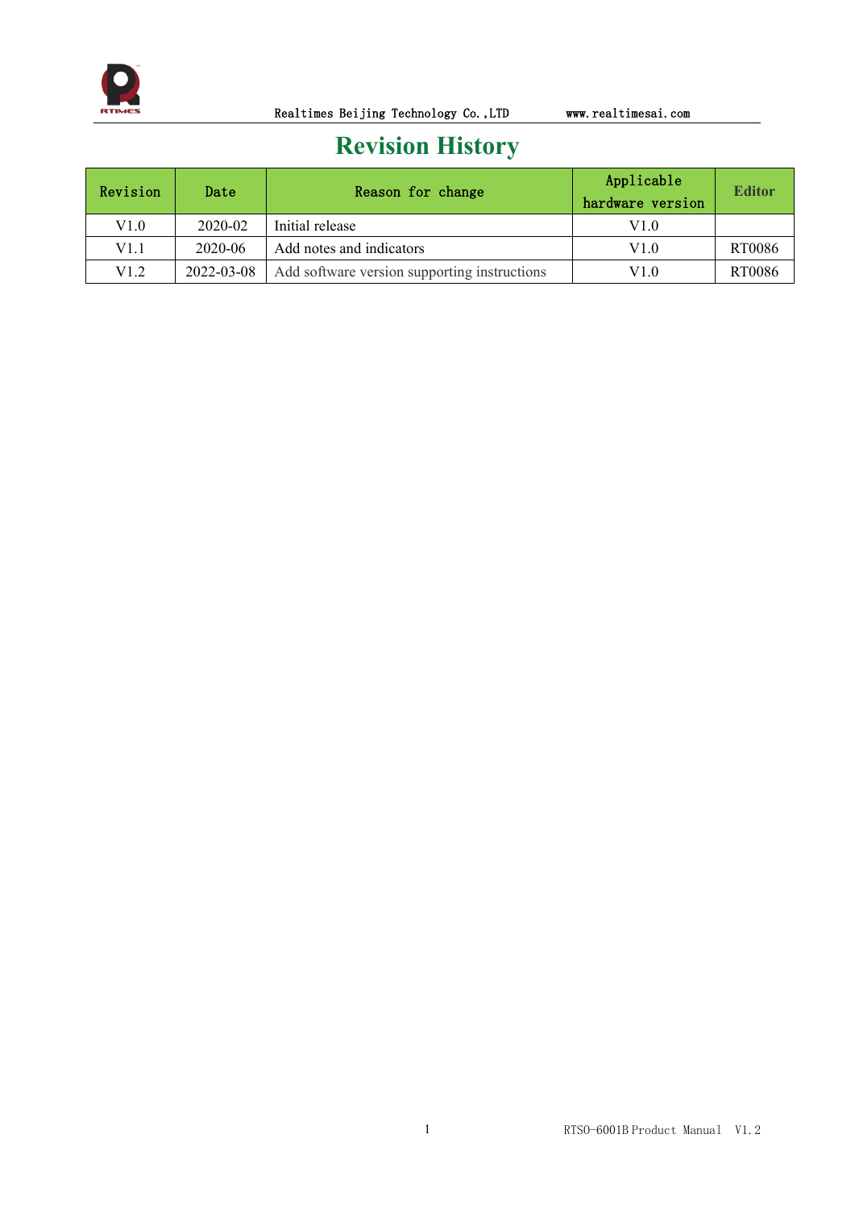# Revision History

| Revision | Date | Reason for change | Applicable hardware version | Editor |
|---|---|---|---|---|
| V1.0 | 2020-02 | Initial release | V1.0 | |
| V1.1 | 2020-06 | Add notes and indicators | V1.0 | RT0086 |
| V1.2 | 2022-03-08 | Add software version supporting instructions | V1.0 | RT0086 |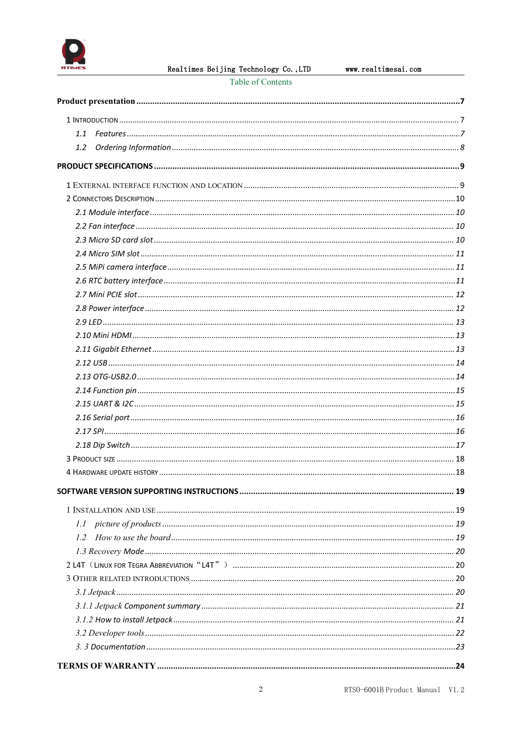Table of Contents

**Product presentation** ........................................ **7**

1 Introduction ........................................ 7

*1.1 Features* ........................................ *7*

*1.2 Ordering Information* ........................................ *8*

**PRODUCT SPECIFICATIONS** ........................................ **9**

1 External interface function and location ........................................ 9

2 Connectors Description ........................................ 10

*2.1 Module interface* ........................................ *10*

*2.2 Fan interface* ........................................ *10*

*2.3 Micro SD card slot* ........................................ *10*

*2.4 Micro SIM slot* ........................................ *11*

*2.5 MiPi camera interface* ........................................ *11*

*2.6 RTC battery interface* ........................................ *11*

*2.7 Mini PCIE slot* ........................................ *12*

*2.8 Power interface* ........................................ *12*

*2.9 LED* ........................................ *13*

*2.10 Mini HDMI* ........................................ *13*

*2.11 Gigabit Ethernet* ........................................ *13*

*2.12 USB* ........................................ *14*

*2.13 OTG-USB2.0* ........................................ *14*

*2.14 Function pin* ........................................ *15*

*2.15 UART & I2C* ........................................ *15*

*2.16 Serial port* ........................................ *16*

*2.17 SPI* ........................................ *16*

*2.18 Dip Switch* ........................................ *17*

3 Product size ........................................ 18

4 Hardware update history ........................................ 18

**SOFTWARE VERSION SUPPORTING INSTRUCTIONS** ........................................ **19**

1 Installation and use ........................................ 19

*1.1 picture of products* ........................................ *19*

*1.2 How to use the board* ........................................ *19*

*1.3 Recovery Mode* ........................................ *20*

2 L4T（Linux for Tegra Abbreviation“L4T”） ........................................ 20

3 Other related introductions ........................................ 20

*3.1 Jetpack* ........................................ *20*

*3.1.1 Jetpack Component summary* ........................................ *21*

*3.1.2 How to install Jetpack* ........................................ *21*

*3.2 Developer tools* ........................................ *22*

*3. 3 Documentation* ........................................ *23*

**TERMS OF WARRANTY** ........................................ **24**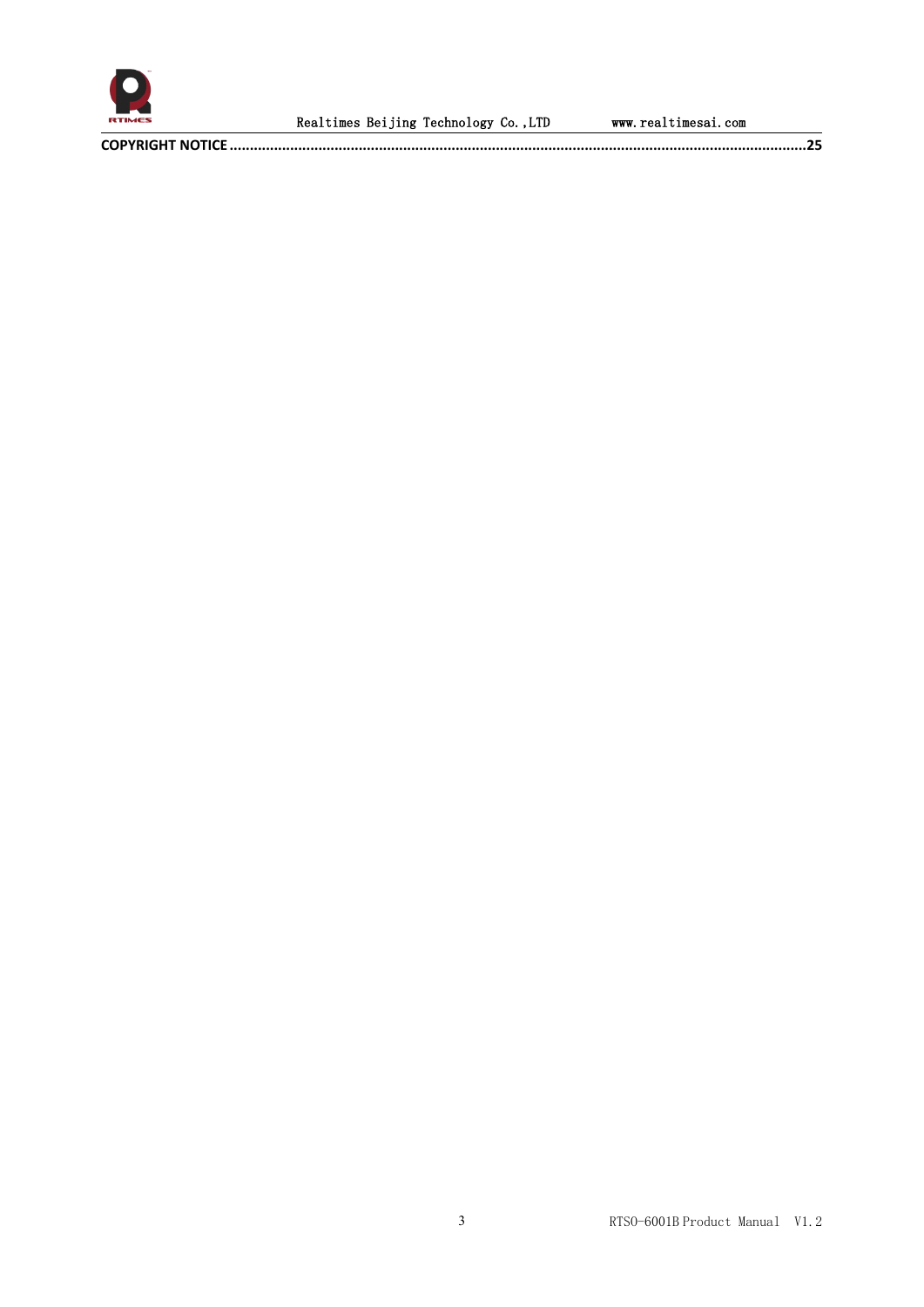COPYRIGHT NOTICE ........................................................................................................................................25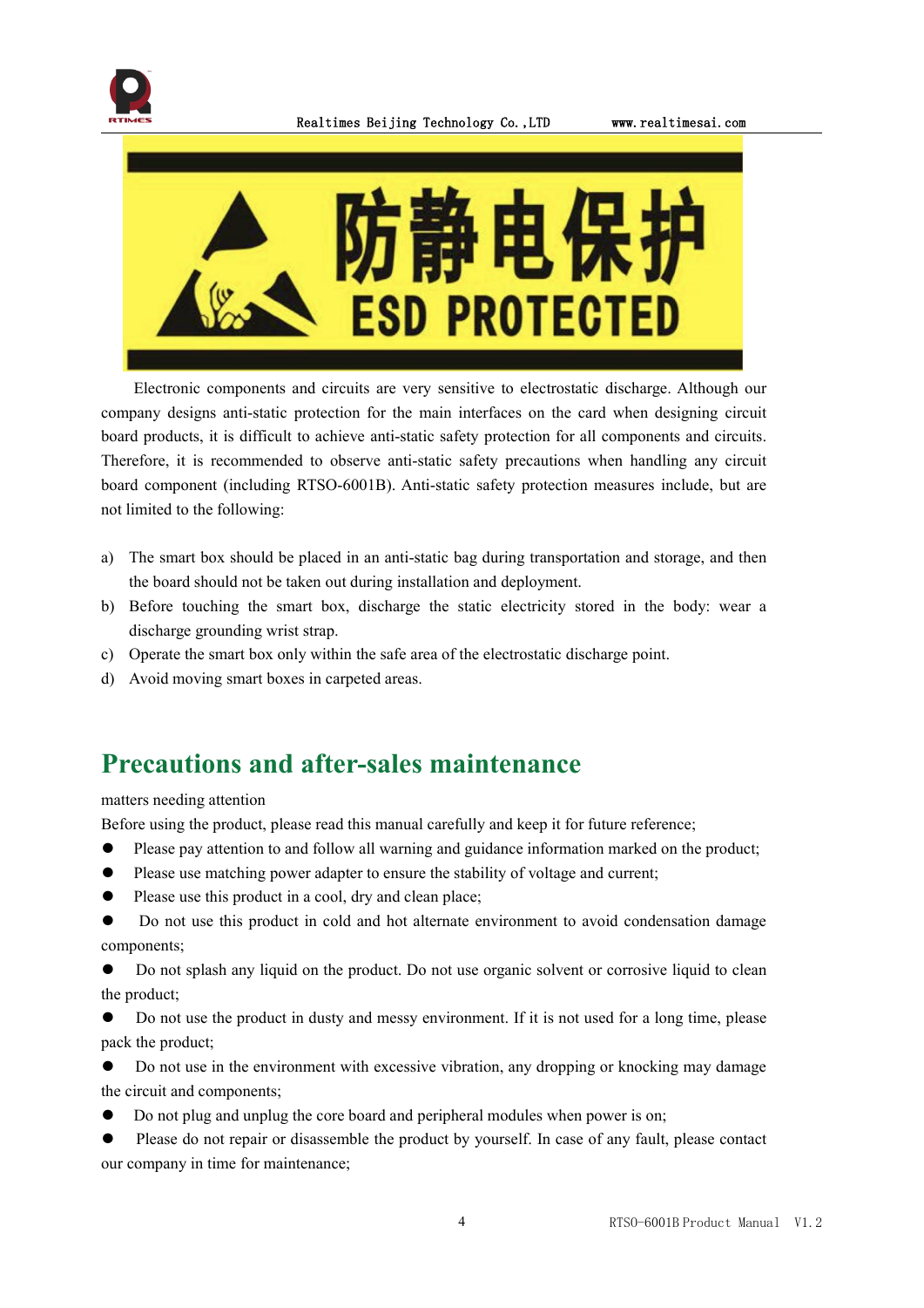防静电保护

ESD PROTECTED

Electronic components and circuits are very sensitive to electrostatic discharge. Although our company designs anti-static protection for the main interfaces on the card when designing circuit board products, it is difficult to achieve anti-static safety protection for all components and circuits. Therefore, it is recommended to observe anti-static safety precautions when handling any circuit board component (including RTSO-6001B). Anti-static safety protection measures include, but are not limited to the following:

a) The smart box should be placed in an anti-static bag during transportation and storage, and then the board should not be taken out during installation and deployment.
b) Before touching the smart box, discharge the static electricity stored in the body: wear a discharge grounding wrist strap.
c) Operate the smart box only within the safe area of the electrostatic discharge point.
d) Avoid moving smart boxes in carpeted areas.

## Precautions and after-sales maintenance

matters needing attention

Before using the product, please read this manual carefully and keep it for future reference;

- Please pay attention to and follow all warning and guidance information marked on the product;
- Please use matching power adapter to ensure the stability of voltage and current;
- Please use this product in a cool, dry and clean place;
- Do not use this product in cold and hot alternate environment to avoid condensation damage components;
- Do not splash any liquid on the product. Do not use organic solvent or corrosive liquid to clean the product;
- Do not use the product in dusty and messy environment. If it is not used for a long time, please pack the product;
- Do not use in the environment with excessive vibration, any dropping or knocking may damage the circuit and components;
- Do not plug and unplug the core board and peripheral modules when power is on;
- Please do not repair or disassemble the product by yourself. In case of any fault, please contact our company in time for maintenance;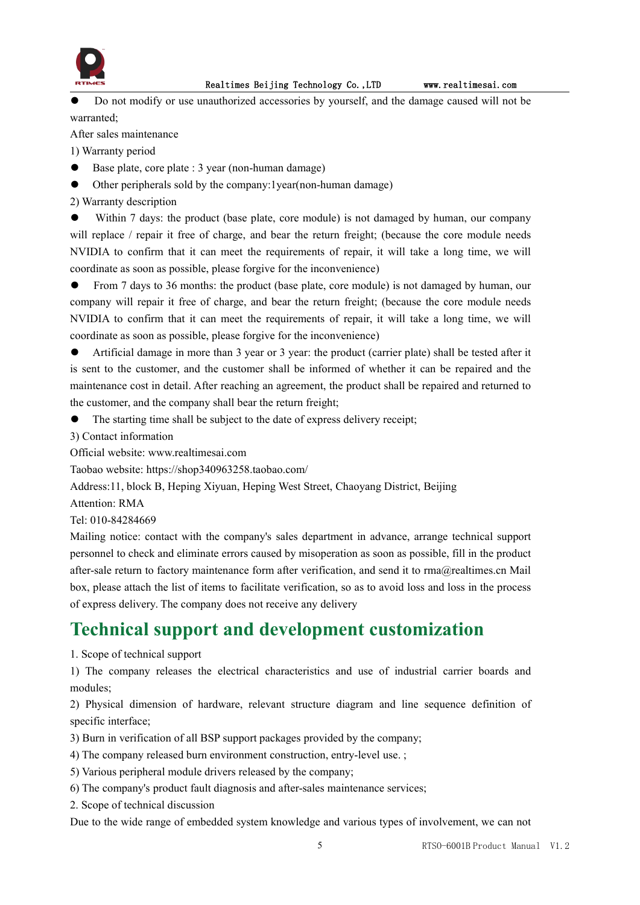- Do not modify or use unauthorized accessories by yourself, and the damage caused will not be warranted;

After sales maintenance

1) Warranty period

- Base plate, core plate : 3 year (non-human damage)
- Other peripherals sold by the company:1year(non-human damage)

2) Warranty description

- Within 7 days: the product (base plate, core module) is not damaged by human, our company will replace / repair it free of charge, and bear the return freight; (because the core module needs NVIDIA to confirm that it can meet the requirements of repair, it will take a long time, we will coordinate as soon as possible, please forgive for the inconvenience)
- From 7 days to 36 months: the product (base plate, core module) is not damaged by human, our company will repair it free of charge, and bear the return freight; (because the core module needs NVIDIA to confirm that it can meet the requirements of repair, it will take a long time, we will coordinate as soon as possible, please forgive for the inconvenience)
- Artificial damage in more than 3 year or 3 year: the product (carrier plate) shall be tested after it is sent to the customer, and the customer shall be informed of whether it can be repaired and the maintenance cost in detail. After reaching an agreement, the product shall be repaired and returned to the customer, and the company shall bear the return freight;
- The starting time shall be subject to the date of express delivery receipt;

3) Contact information

Official website: www.realtimesai.com

Taobao website: https://shop340963258.taobao.com/

Address:11, block B, Heping Xiyuan, Heping West Street, Chaoyang District, Beijing

Attention: RMA

Tel: 010-84284669

Mailing notice: contact with the company's sales department in advance, arrange technical support personnel to check and eliminate errors caused by misoperation as soon as possible, fill in the product after-sale return to factory maintenance form after verification, and send it to rma@realtimes.cn Mail box, please attach the list of items to facilitate verification, so as to avoid loss and loss in the process of express delivery. The company does not receive any delivery

# Technical support and development customization

1. Scope of technical support

1) The company releases the electrical characteristics and use of industrial carrier boards and modules;

2) Physical dimension of hardware, relevant structure diagram and line sequence definition of specific interface;

3) Burn in verification of all BSP support packages provided by the company;

4) The company released burn environment construction, entry-level use. ;

5) Various peripheral module drivers released by the company;

6) The company's product fault diagnosis and after-sales maintenance services;

2. Scope of technical discussion

Due to the wide range of embedded system knowledge and various types of involvement, we can not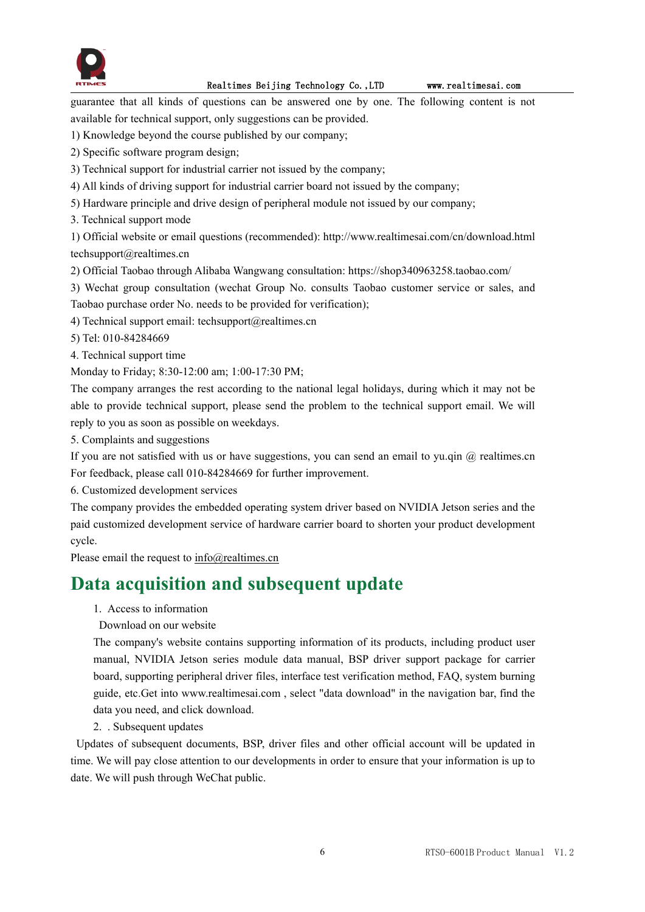guarantee that all kinds of questions can be answered one by one. The following content is not available for technical support, only suggestions can be provided.

1) Knowledge beyond the course published by our company;
2) Specific software program design;
3) Technical support for industrial carrier not issued by the company;
4) All kinds of driving support for industrial carrier board not issued by the company;
5) Hardware principle and drive design of peripheral module not issued by our company;

3. Technical support mode

1) Official website or email questions (recommended): http://www.realtimesai.com/cn/download.html techsupport@realtimes.cn
2) Official Taobao through Alibaba Wangwang consultation: https://shop340963258.taobao.com/
3) Wechat group consultation (wechat Group No. consults Taobao customer service or sales, and Taobao purchase order No. needs to be provided for verification);
4) Technical support email: techsupport@realtimes.cn
5) Tel: 010-84284669

4. Technical support time

Monday to Friday; 8:30-12:00 am; 1:00-17:30 PM;

The company arranges the rest according to the national legal holidays, during which it may not be able to provide technical support, please send the problem to the technical support email. We will reply to you as soon as possible on weekdays.

5. Complaints and suggestions

If you are not satisfied with us or have suggestions, you can send an email to yu.qin @ realtimes.cn For feedback, please call 010-84284669 for further improvement.

6. Customized development services

The company provides the embedded operating system driver based on NVIDIA Jetson series and the paid customized development service of hardware carrier board to shorten your product development cycle.

Please email the request to info@realtimes.cn

# Data acquisition and subsequent update

1. Access to information

Download on our website

The company's website contains supporting information of its products, including product user manual, NVIDIA Jetson series module data manual, BSP driver support package for carrier board, supporting peripheral driver files, interface test verification method, FAQ, system burning guide, etc.Get into www.realtimesai.com , select "data download" in the navigation bar, find the data you need, and click download.

2. . Subsequent updates

Updates of subsequent documents, BSP, driver files and other official account will be updated in time. We will pay close attention to our developments in order to ensure that your information is up to date. We will push through WeChat public.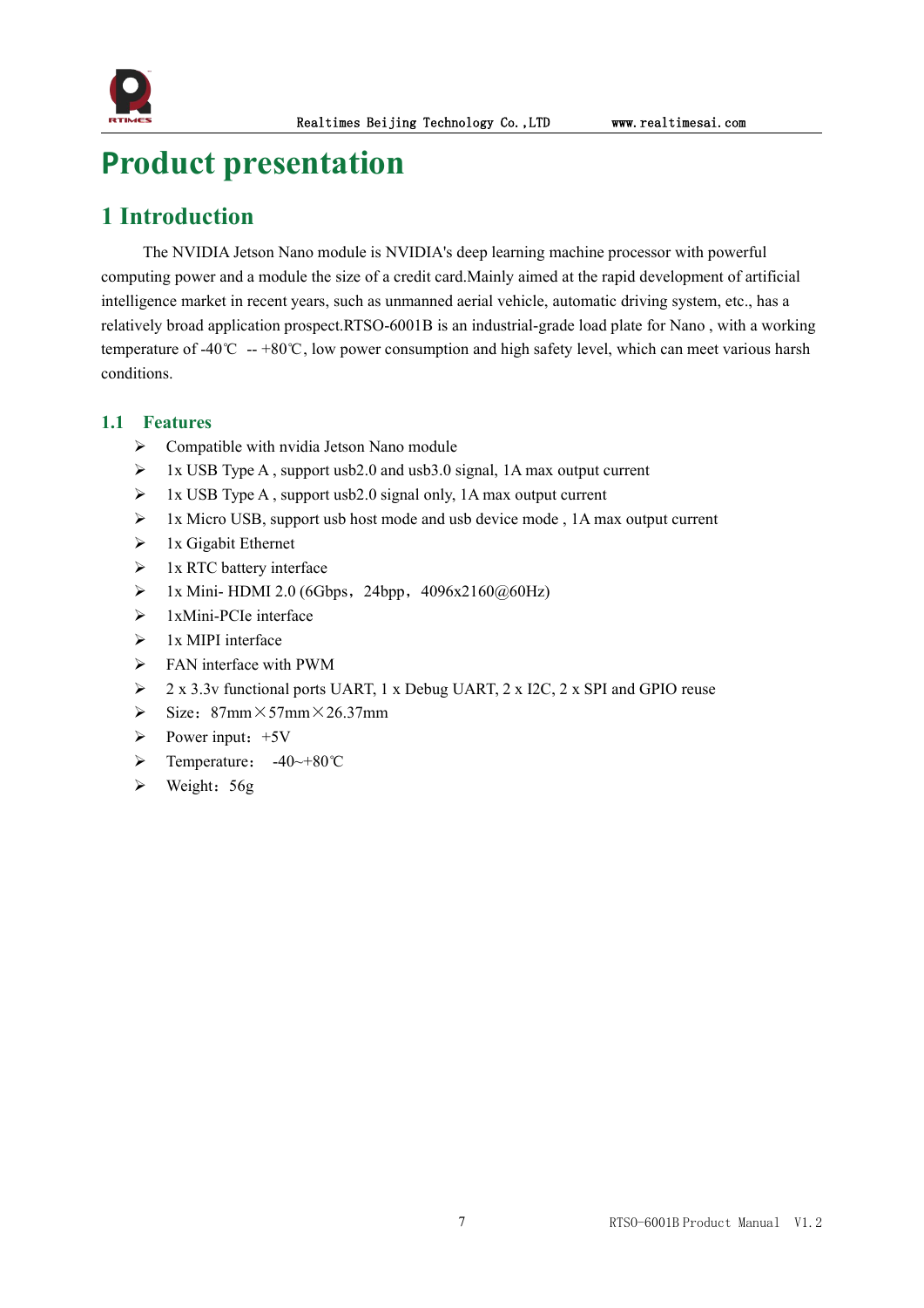# Product presentation

## 1 Introduction

The NVIDIA Jetson Nano module is NVIDIA's deep learning machine processor with powerful computing power and a module the size of a credit card.Mainly aimed at the rapid development of artificial intelligence market in recent years, such as unmanned aerial vehicle, automatic driving system, etc., has a relatively broad application prospect.RTSO-6001B is an industrial-grade load plate for Nano , with a working temperature of -40℃ -- +80℃, low power consumption and high safety level, which can meet various harsh conditions.

### 1.1 Features

- Compatible with nvidia Jetson Nano module
- 1x USB Type A , support usb2.0 and usb3.0 signal, 1A max output current
- 1x USB Type A , support usb2.0 signal only, 1A max output current
- 1x Micro USB, support usb host mode and usb device mode , 1A max output current
- 1x Gigabit Ethernet
- 1x RTC battery interface
- 1x Mini- HDMI 2.0 (6Gbps，24bpp，4096x2160@60Hz)
- 1xMini-PCIe interface
- 1x MIPI interface
- FAN interface with PWM
- 2 x 3.3v functional ports UART, 1 x Debug UART, 2 x I2C, 2 x SPI and GPIO reuse
- Size：87mm×57mm×26.37mm
- Power input：+5V
- Temperature： -40~+80℃
- Weight：56g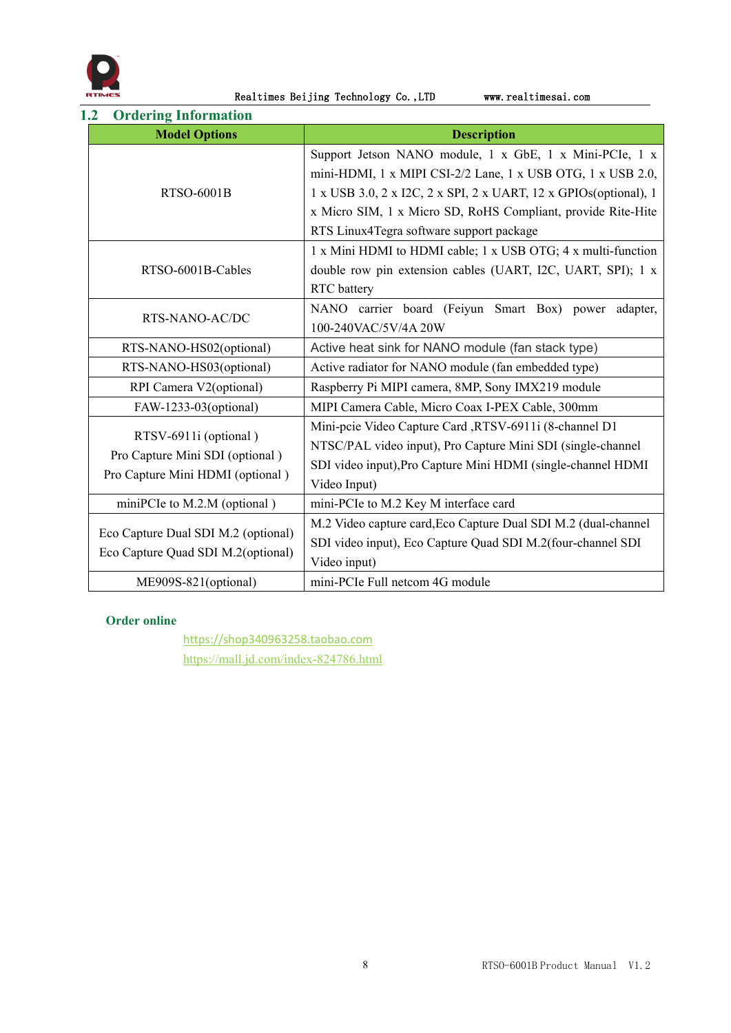## 1.2 Ordering Information

| Model Options | Description |
|---|---|
| RTSO-6001B | Support Jetson NANO module, 1 x GbE, 1 x Mini-PCIe, 1 x mini-HDMI, 1 x MIPI CSI-2/2 Lane, 1 x USB OTG, 1 x USB 2.0, 1 x USB 3.0, 2 x I2C, 2 x SPI, 2 x UART, 12 x GPIOs(optional), 1 x Micro SIM, 1 x Micro SD, RoHS Compliant, provide Rite-Hite RTS Linux4Tegra software support package |
| RTSO-6001B-Cables | 1 x Mini HDMI to HDMI cable; 1 x USB OTG; 4 x multi-function double row pin extension cables (UART, I2C, UART, SPI); 1 x RTC battery |
| RTS-NANO-AC/DC | NANO carrier board (Feiyun Smart Box) power adapter, 100-240VAC/5V/4A 20W |
| RTS-NANO-HS02(optional) | Active heat sink for NANO module (fan stack type) |
| RTS-NANO-HS03(optional) | Active radiator for NANO module (fan embedded type) |
| RPI Camera V2(optional) | Raspberry Pi MIPI camera, 8MP, Sony IMX219 module |
| FAW-1233-03(optional) | MIPI Camera Cable, Micro Coax I-PEX Cable, 300mm |
| RTSV-6911i (optional )<br>Pro Capture Mini SDI (optional )<br>Pro Capture Mini HDMI (optional ) | Mini-pcie Video Capture Card ,RTSV-6911i (8-channel D1 NTSC/PAL video input), Pro Capture Mini SDI (single-channel SDI video input),Pro Capture Mini HDMI (single-channel HDMI Video Input) |
| miniPCIe to M.2.M (optional ) | mini-PCIe to M.2 Key M interface card |
| Eco Capture Dual SDI M.2 (optional)<br>Eco Capture Quad SDI M.2(optional) | M.2 Video capture card,Eco Capture Dual SDI M.2 (dual-channel SDI video input), Eco Capture Quad SDI M.2(four-channel SDI Video input) |
| ME909S-821(optional) | mini-PCIe Full netcom 4G module |

**Order online**

https://shop340963258.taobao.com

https://mall.jd.com/index-824786.html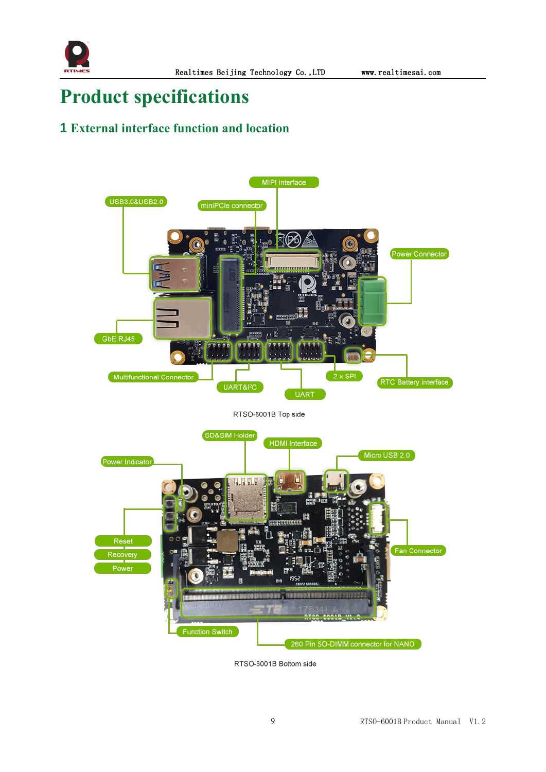# Product specifications

## 1 External interface function and location

MIPI interface

USB3.0&USB2.0

miniPCIe connector

Power Connector

GbE RJ45

Multifunctional Connector

UART&I²C

UART

2 x SPI

RTC Battery interface

RTSO-6001B Top side

SD&SIM Holder

HDMI Interface

Micro USB 2.0

Power Indicator

Reset

Recovery

Power

Fan Connector

Function Switch

260 Pin SO-DIMM connector for NANO

RTSO-6001B Bottom side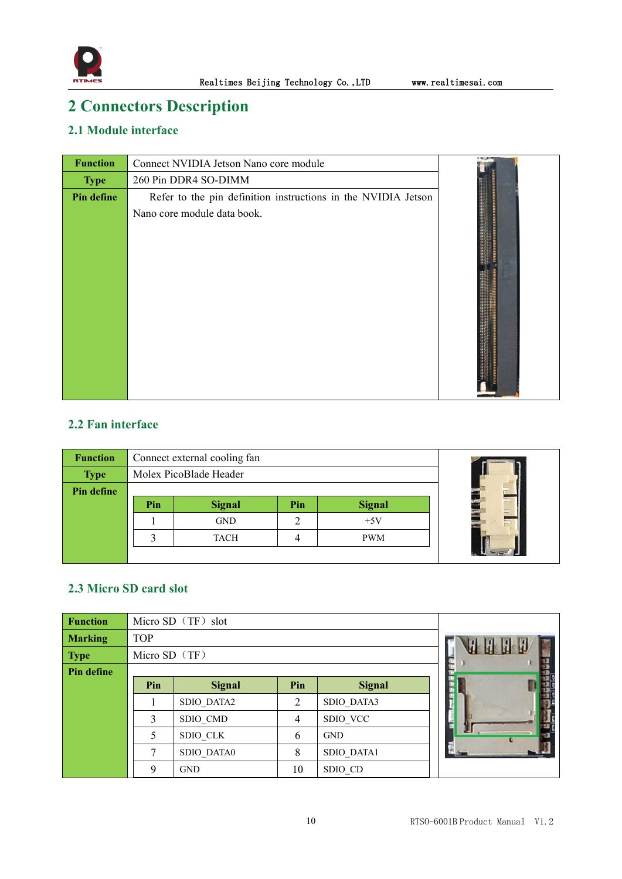# 2 Connectors Description

## 2.1 Module interface

| Function | Connect NVIDIA Jetson Nano core module |
|---|---|
| Type | 260 Pin DDR4 SO-DIMM |
| Pin define | Refer to the pin definition instructions in the NVIDIA Jetson Nano core module data book. |

## 2.2 Fan interface

| Function | Connect external cooling fan |
|---|---|
| Type | Molex PicoBlade Header |
| Pin define | |

| Pin | Signal | Pin | Signal |
|---|---|---|---|
| 1 | GND | 2 | +5V |
| 3 | TACH | 4 | PWM |

## 2.3 Micro SD card slot

| Function | Micro SD（TF）slot |
|---|---|
| Marking | TOP |
| Type | Micro SD（TF） |
| Pin define | |

| Pin | Signal | Pin | Signal |
|---|---|---|---|
| 1 | SDIO_DATA2 | 2 | SDIO_DATA3 |
| 3 | SDIO_CMD | 4 | SDIO_VCC |
| 5 | SDIO_CLK | 6 | GND |
| 7 | SDIO_DATA0 | 8 | SDIO_DATA1 |
| 9 | GND | 10 | SDIO_CD |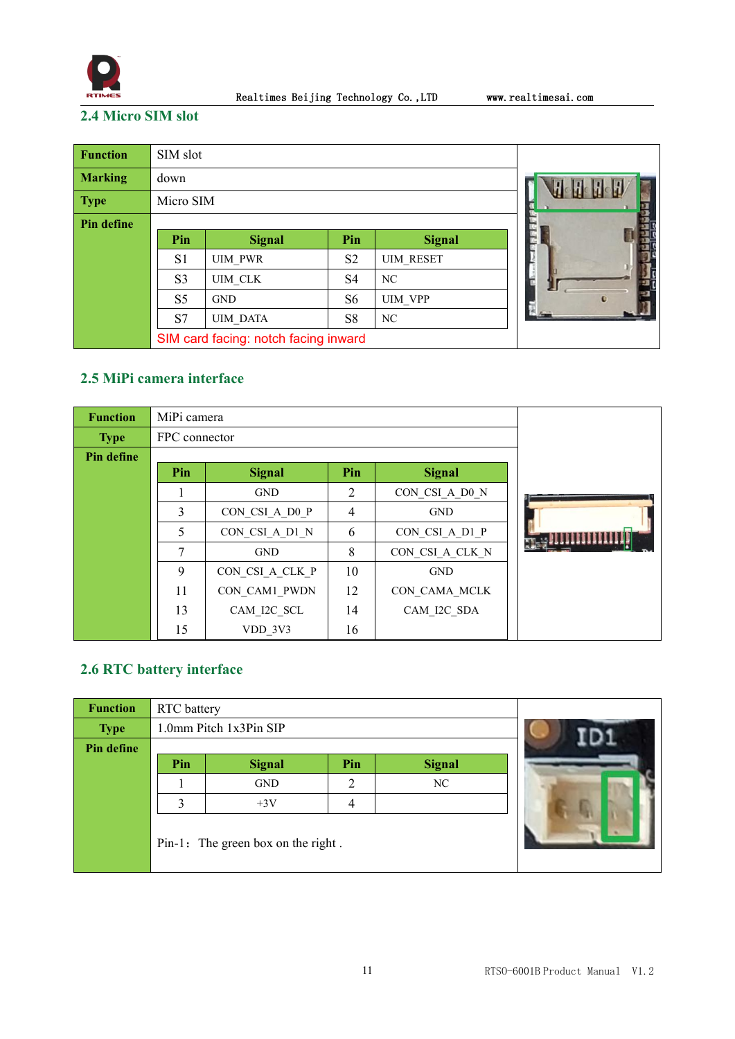## 2.4 Micro SIM slot

| Function | SIM slot |
|---|---|
| Marking | down |
| Type | Micro SIM |
| Pin define | |

| Pin | Signal | Pin | Signal |
|---|---|---|---|
| S1 | UIM_PWR | S2 | UIM_RESET |
| S3 | UIM_CLK | S4 | NC |
| S5 | GND | S6 | UIM_VPP |
| S7 | UIM_DATA | S8 | NC |

SIM card facing: notch facing inward

## 2.5 MiPi camera interface

| Function | MiPi camera |
|---|---|
| Type | FPC connector |
| Pin define | |

| Pin | Signal | Pin | Signal |
|---|---|---|---|
| 1 | GND | 2 | CON_CSI_A_D0_N |
| 3 | CON_CSI_A_D0_P | 4 | GND |
| 5 | CON_CSI_A_D1_N | 6 | CON_CSI_A_D1_P |
| 7 | GND | 8 | CON_CSI_A_CLK_N |
| 9 | CON_CSI_A_CLK_P | 10 | GND |
| 11 | CON_CAM1_PWDN | 12 | CON_CAMA_MCLK |
| 13 | CAM_I2C_SCL | 14 | CAM_I2C_SDA |
| 15 | VDD_3V3 | 16 | |

## 2.6 RTC battery interface

| Function | RTC battery |
|---|---|
| Type | 1.0mm Pitch 1x3Pin SIP |
| Pin define | |

| Pin | Signal | Pin | Signal |
|---|---|---|---|
| 1 | GND | 2 | NC |
| 3 | +3V | 4 | |

Pin-1：The green box on the right .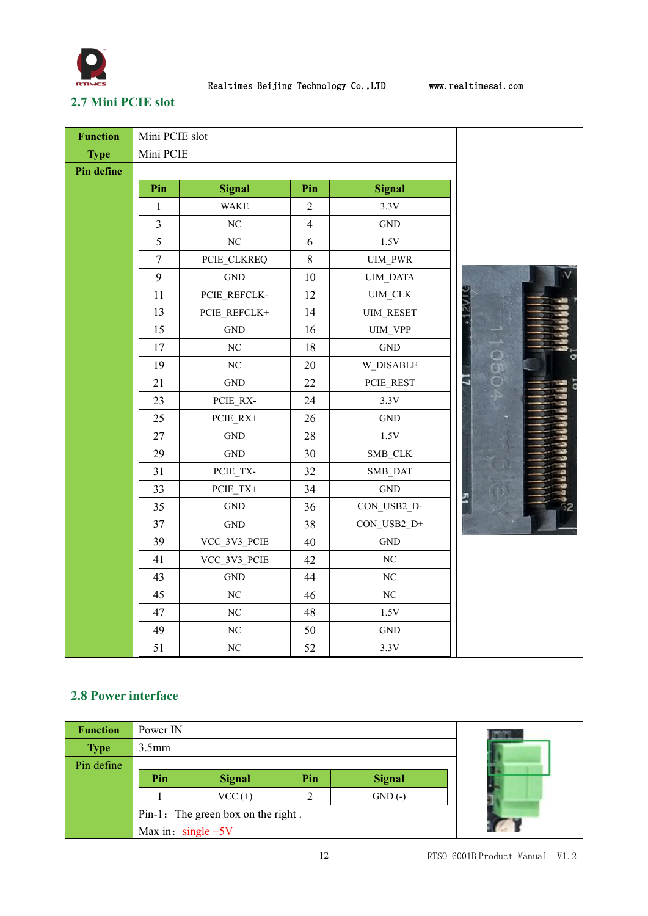## 2.7 Mini PCIE slot

| **Function** | Mini PCIE slot |
|---|---|
| **Type** | Mini PCIE |
| **Pin define** | |

| Pin | Signal | Pin | Signal |
|---|---|---|---|
| 1 | WAKE | 2 | 3.3V |
| 3 | NC | 4 | GND |
| 5 | NC | 6 | 1.5V |
| 7 | PCIE_CLKREQ | 8 | UIM_PWR |
| 9 | GND | 10 | UIM_DATA |
| 11 | PCIE_REFCLK- | 12 | UIM_CLK |
| 13 | PCIE_REFCLK+ | 14 | UIM_RESET |
| 15 | GND | 16 | UIM_VPP |
| 17 | NC | 18 | GND |
| 19 | NC | 20 | W_DISABLE |
| 21 | GND | 22 | PCIE_REST |
| 23 | PCIE_RX- | 24 | 3.3V |
| 25 | PCIE_RX+ | 26 | GND |
| 27 | GND | 28 | 1.5V |
| 29 | GND | 30 | SMB_CLK |
| 31 | PCIE_TX- | 32 | SMB_DAT |
| 33 | PCIE_TX+ | 34 | GND |
| 35 | GND | 36 | CON_USB2_D- |
| 37 | GND | 38 | CON_USB2_D+ |
| 39 | VCC_3V3_PCIE | 40 | GND |
| 41 | VCC_3V3_PCIE | 42 | NC |
| 43 | GND | 44 | NC |
| 45 | NC | 46 | NC |
| 47 | NC | 48 | 1.5V |
| 49 | NC | 50 | GND |
| 51 | NC | 52 | 3.3V |

## 2.8 Power interface

| **Function** | Power IN |
|---|---|
| **Type** | 3.5mm |
| Pin define | |

| Pin | Signal | Pin | Signal |
|---|---|---|---|
| 1 | VCC (+) | 2 | GND (-) |

Pin-1：The green box on the right .

Max in：single +5V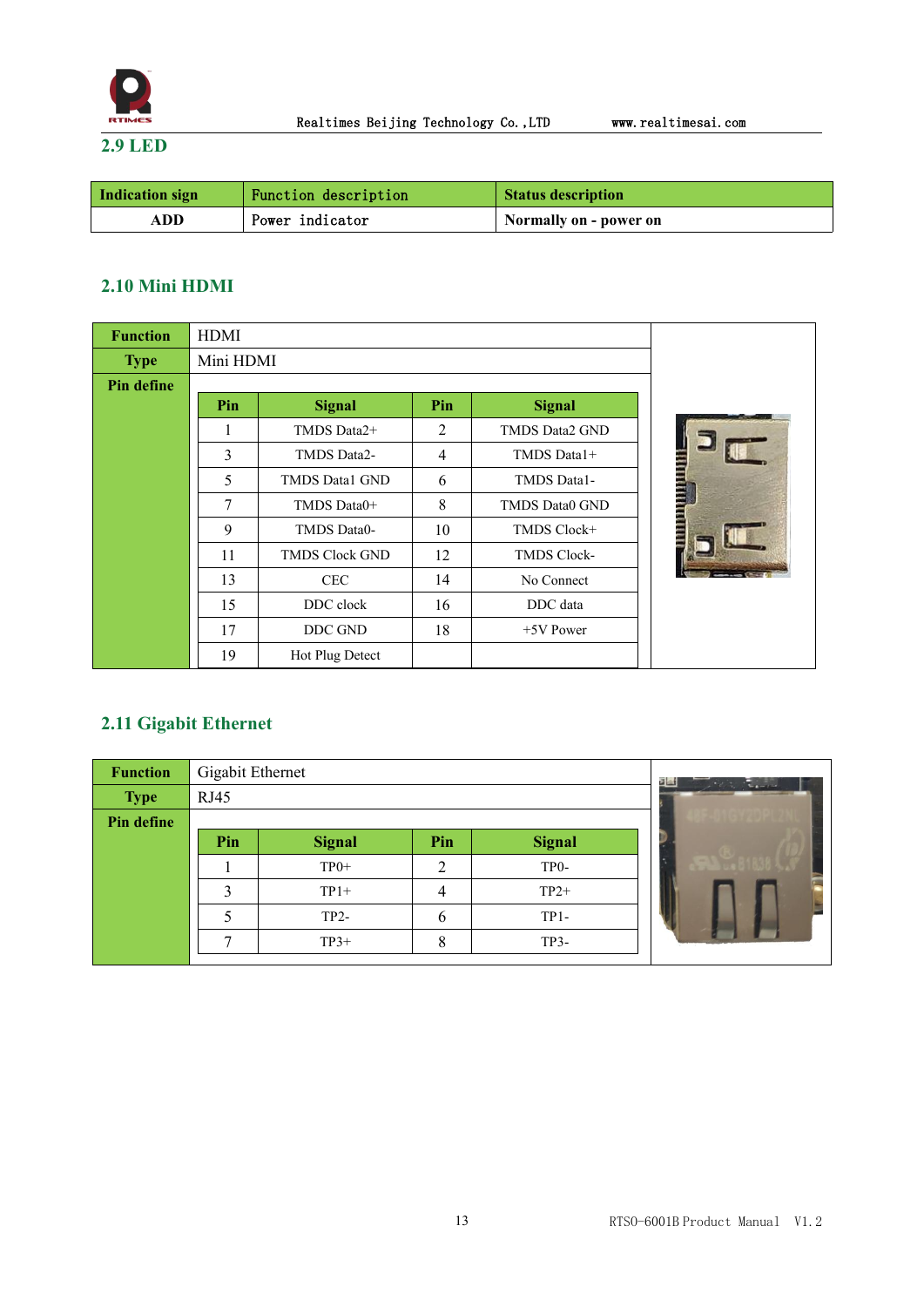## 2.9 LED

| Indication sign | Function description | Status description |
|---|---|---|
| ADD | Power indicator | Normally on - power on |

## 2.10 Mini HDMI

| Function | HDMI | | | |
|---|---|---|---|---|
| Type | Mini HDMI | | | |
| Pin define | | | | |
| | **Pin** | **Signal** | **Pin** | **Signal** |
| | 1 | TMDS Data2+ | 2 | TMDS Data2 GND |
| | 3 | TMDS Data2- | 4 | TMDS Data1+ |
| | 5 | TMDS Data1 GND | 6 | TMDS Data1- |
| | 7 | TMDS Data0+ | 8 | TMDS Data0 GND |
| | 9 | TMDS Data0- | 10 | TMDS Clock+ |
| | 11 | TMDS Clock GND | 12 | TMDS Clock- |
| | 13 | CEC | 14 | No Connect |
| | 15 | DDC clock | 16 | DDC data |
| | 17 | DDC GND | 18 | +5V Power |
| | 19 | Hot Plug Detect | | |

## 2.11 Gigabit Ethernet

| Function | Gigabit Ethernet | | | |
|---|---|---|---|---|
| Type | RJ45 | | | |
| Pin define | | | | |
| | **Pin** | **Signal** | **Pin** | **Signal** |
| | 1 | TP0+ | 2 | TP0- |
| | 3 | TP1+ | 4 | TP2+ |
| | 5 | TP2- | 6 | TP1- |
| | 7 | TP3+ | 8 | TP3- |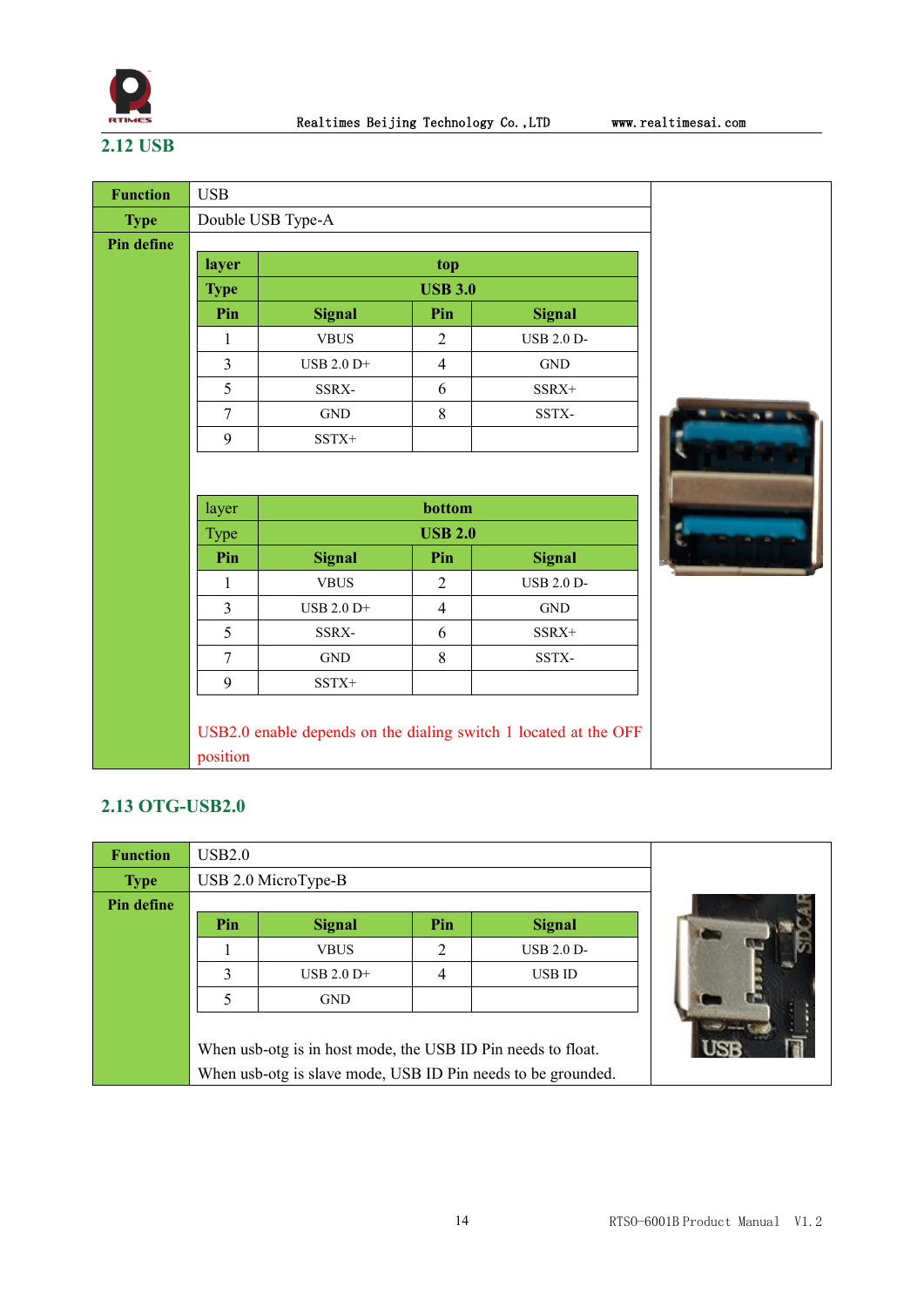## 2.12 USB

| **Function** | USB |
|---|---|
| **Type** | Double USB Type-A |
| **Pin define** | |

| **layer** | **top** | | |
|---|---|---|---|
| **Type** | **USB 3.0** | | |
| **Pin** | **Signal** | **Pin** | **Signal** |
| 1 | VBUS | 2 | USB 2.0 D- |
| 3 | USB 2.0 D+ | 4 | GND |
| 5 | SSRX- | 6 | SSRX+ |
| 7 | GND | 8 | SSTX- |
| 9 | SSTX+ | | |

| layer | **bottom** | | |
|---|---|---|---|
| Type | **USB 2.0** | | |
| **Pin** | **Signal** | **Pin** | **Signal** |
| 1 | VBUS | 2 | USB 2.0 D- |
| 3 | USB 2.0 D+ | 4 | GND |
| 5 | SSRX- | 6 | SSRX+ |
| 7 | GND | 8 | SSTX- |
| 9 | SSTX+ | | |

USB2.0 enable depends on the dialing switch 1 located at the OFF position

## 2.13 OTG-USB2.0

| **Function** | USB2.0 |
|---|---|
| **Type** | USB 2.0 MicroType-B |
| **Pin define** | |

| **Pin** | **Signal** | **Pin** | **Signal** |
|---|---|---|---|
| 1 | VBUS | 2 | USB 2.0 D- |
| 3 | USB 2.0 D+ | 4 | USB ID |
| 5 | GND | | |

When usb-otg is in host mode, the USB ID Pin needs to float.
When usb-otg is slave mode, USB ID Pin needs to be grounded.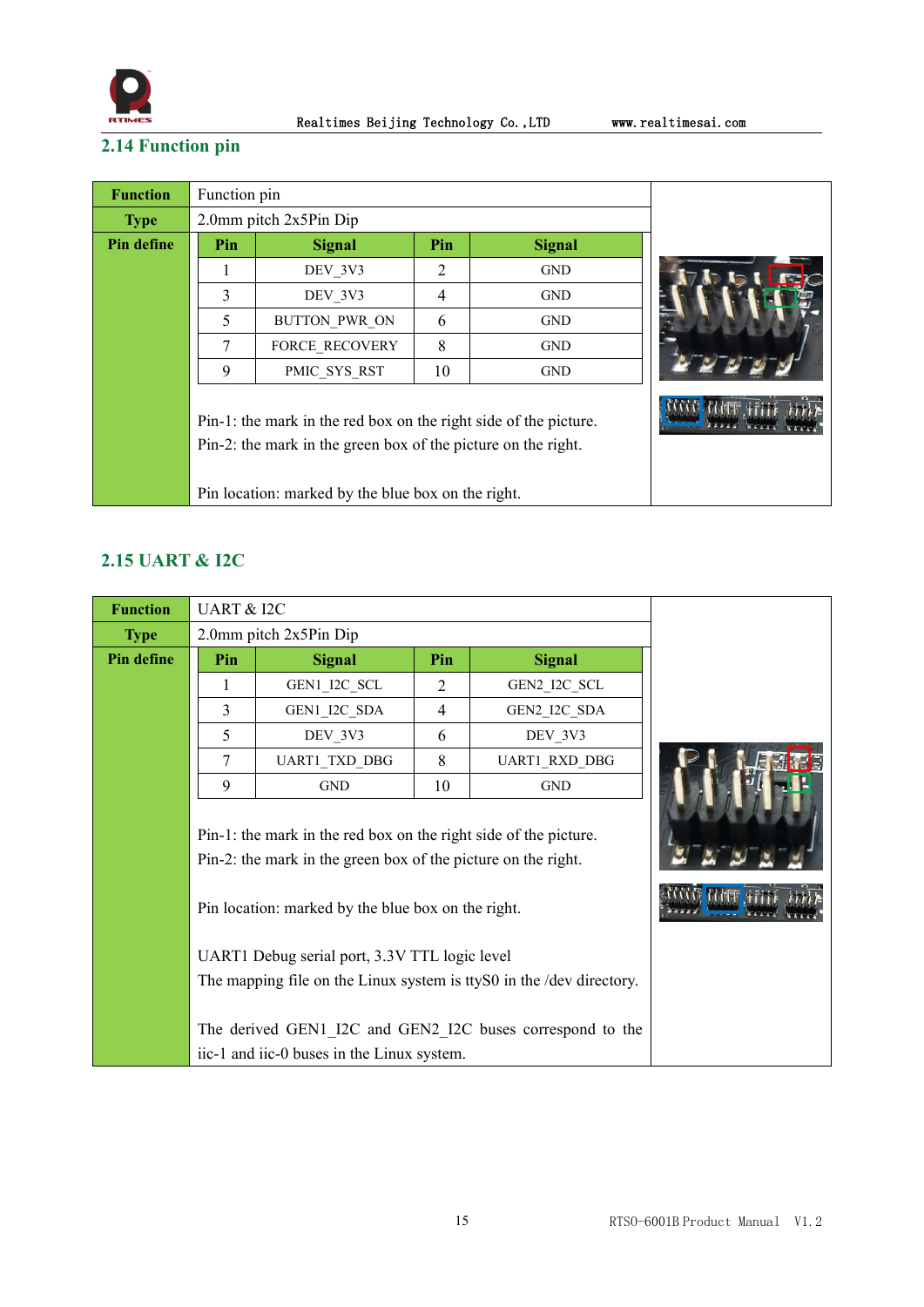## 2.14 Function pin

| Function | Function pin | | | |
|---|---|---|---|---|
| Type | 2.0mm pitch 2x5Pin Dip | | | |
| Pin define | Pin | Signal | Pin | Signal |
| | 1 | DEV_3V3 | 2 | GND |
| | 3 | DEV_3V3 | 4 | GND |
| | 5 | BUTTON_PWR_ON | 6 | GND |
| | 7 | FORCE_RECOVERY | 8 | GND |
| | 9 | PMIC_SYS_RST | 10 | GND |

Pin-1: the mark in the red box on the right side of the picture.
Pin-2: the mark in the green box of the picture on the right.

Pin location: marked by the blue box on the right.

## 2.15 UART & I2C

| Function | UART & I2C | | | |
|---|---|---|---|---|
| Type | 2.0mm pitch 2x5Pin Dip | | | |
| Pin define | Pin | Signal | Pin | Signal |
| | 1 | GEN1_I2C_SCL | 2 | GEN2_I2C_SCL |
| | 3 | GEN1_I2C_SDA | 4 | GEN2_I2C_SDA |
| | 5 | DEV_3V3 | 6 | DEV_3V3 |
| | 7 | UART1_TXD_DBG | 8 | UART1_RXD_DBG |
| | 9 | GND | 10 | GND |

Pin-1: the mark in the red box on the right side of the picture.
Pin-2: the mark in the green box of the picture on the right.

Pin location: marked by the blue box on the right.

UART1 Debug serial port, 3.3V TTL logic level
The mapping file on the Linux system is ttyS0 in the /dev directory.

The derived GEN1_I2C and GEN2_I2C buses correspond to the iic-1 and iic-0 buses in the Linux system.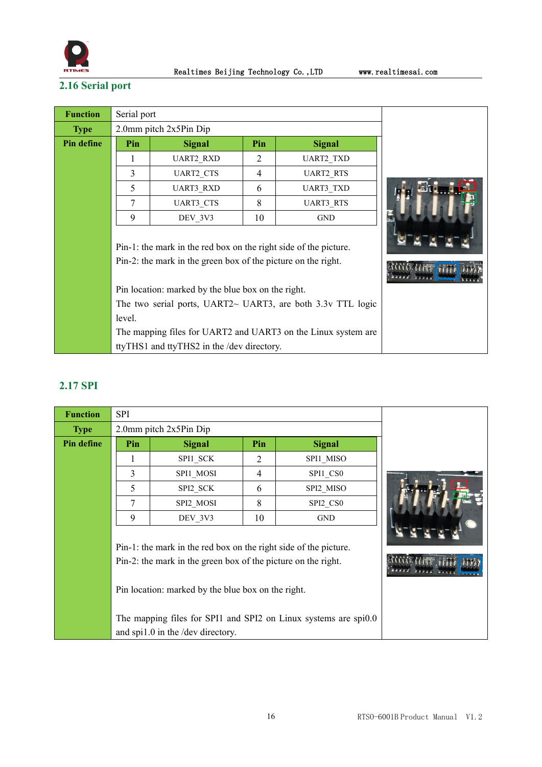## 2.16 Serial port

| Function | Serial port | | | |
|---|---|---|---|---|
| **Type** | 2.0mm pitch 2x5Pin Dip | | | |
| **Pin define** | **Pin** | **Signal** | **Pin** | **Signal** |
| | 1 | UART2_RXD | 2 | UART2_TXD |
| | 3 | UART2_CTS | 4 | UART2_RTS |
| | 5 | UART3_RXD | 6 | UART3_TXD |
| | 7 | UART3_CTS | 8 | UART3_RTS |
| | 9 | DEV_3V3 | 10 | GND |

Pin-1: the mark in the red box on the right side of the picture.
Pin-2: the mark in the green box of the picture on the right.

Pin location: marked by the blue box on the right.
The two serial ports, UART2~ UART3, are both 3.3v TTL logic level.
The mapping files for UART2 and UART3 on the Linux system are ttyTHS1 and ttyTHS2 in the /dev directory.

## 2.17 SPI

| Function | SPI | | | |
|---|---|---|---|---|
| **Type** | 2.0mm pitch 2x5Pin Dip | | | |
| **Pin define** | **Pin** | **Signal** | **Pin** | **Signal** |
| | 1 | SPI1_SCK | 2 | SPI1_MISO |
| | 3 | SPI1_MOSI | 4 | SPI1_CS0 |
| | 5 | SPI2_SCK | 6 | SPI2_MISO |
| | 7 | SPI2_MOSI | 8 | SPI2_CS0 |
| | 9 | DEV_3V3 | 10 | GND |

Pin-1: the mark in the red box on the right side of the picture.
Pin-2: the mark in the green box of the picture on the right.

Pin location: marked by the blue box on the right.

The mapping files for SPI1 and SPI2 on Linux systems are spi0.0 and spi1.0 in the /dev directory.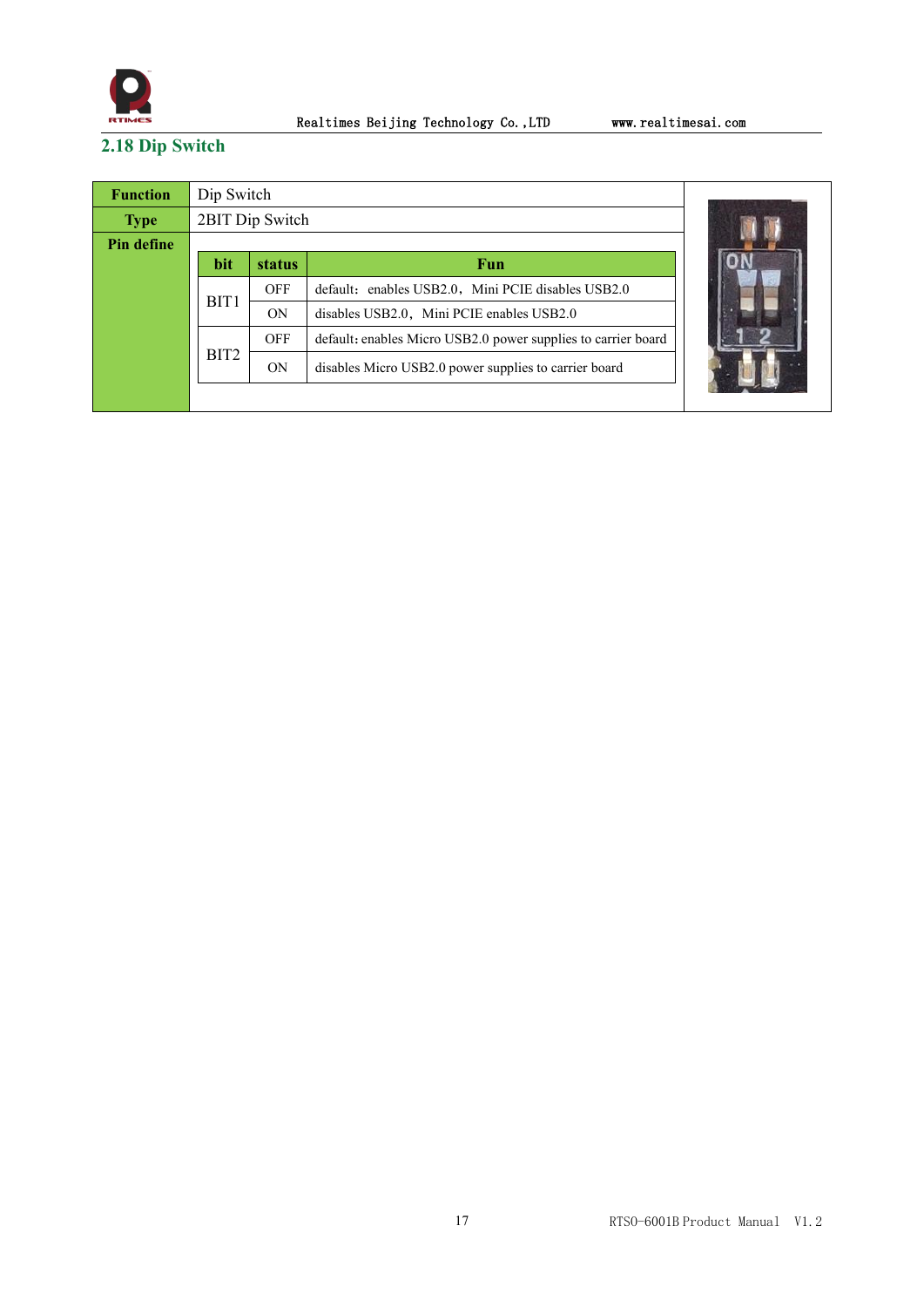## 2.18 Dip Switch

| **Function** | Dip Switch | | |
|---|---|---|---|
| **Type** | 2BIT Dip Switch | | |
| **Pin define** | | | |

| **bit** | **status** | **Fun** |
|---|---|---|
| BIT1 | OFF | default: enables USB2.0, Mini PCIE disables USB2.0 |
| | ON | disables USB2.0, Mini PCIE enables USB2.0 |
| BIT2 | OFF | default: enables Micro USB2.0 power supplies to carrier board |
| | ON | disables Micro USB2.0 power supplies to carrier board |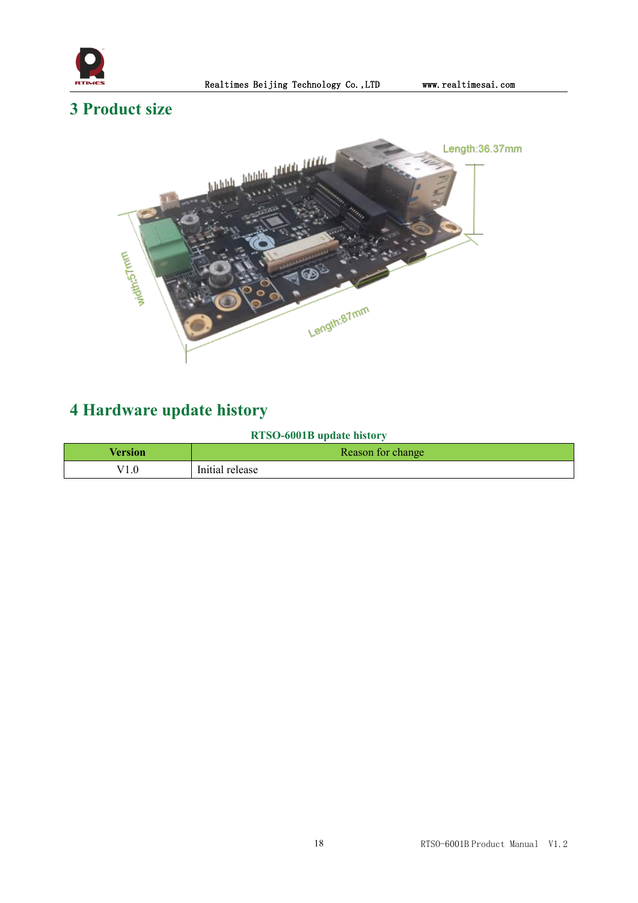# 3 Product size

Length:36.37mm

width:57mm

Length:87mm

# 4 Hardware update history

**RTSO-6001B update history**

| Version | Reason for change |
|---|---|
| V1.0 | Initial release |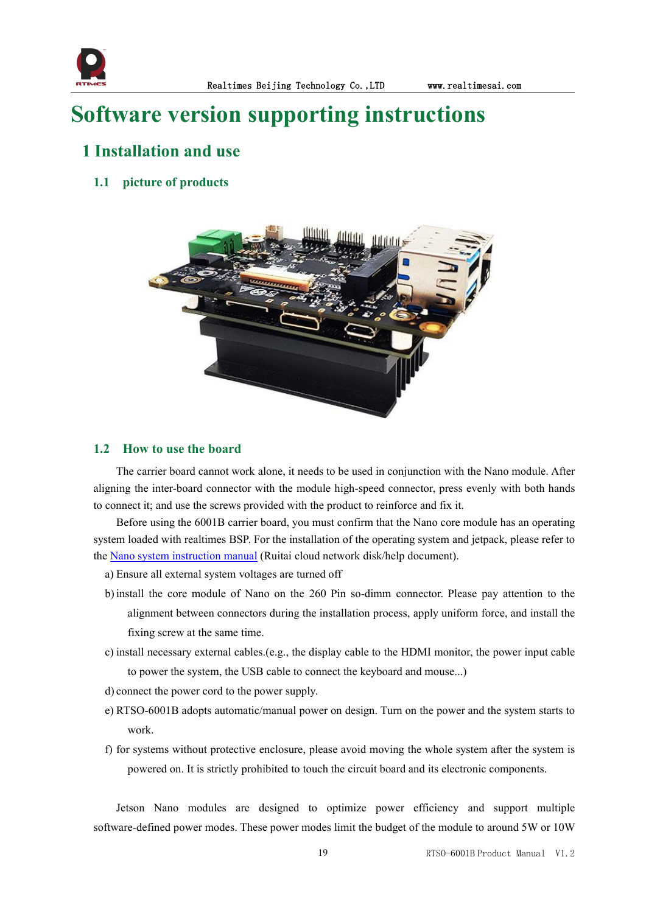# Software version supporting instructions

## 1 Installation and use

### 1.1 picture of products

### 1.2 How to use the board

The carrier board cannot work alone, it needs to be used in conjunction with the Nano module. After aligning the inter-board connector with the module high-speed connector, press evenly with both hands to connect it; and use the screws provided with the product to reinforce and fix it.

Before using the 6001B carrier board, you must confirm that the Nano core module has an operating system loaded with realtimes BSP. For the installation of the operating system and jetpack, please refer to the Nano system instruction manual (Ruitai cloud network disk/help document).

a) Ensure all external system voltages are turned off

b) install the core module of Nano on the 260 Pin so-dimm connector. Please pay attention to the alignment between connectors during the installation process, apply uniform force, and install the fixing screw at the same time.

c) install necessary external cables.(e.g., the display cable to the HDMI monitor, the power input cable to power the system, the USB cable to connect the keyboard and mouse...)

d) connect the power cord to the power supply.

e) RTSO-6001B adopts automatic/manual power on design. Turn on the power and the system starts to work.

f) for systems without protective enclosure, please avoid moving the whole system after the system is powered on. It is strictly prohibited to touch the circuit board and its electronic components.

Jetson Nano modules are designed to optimize power efficiency and support multiple software-defined power modes. These power modes limit the budget of the module to around 5W or 10W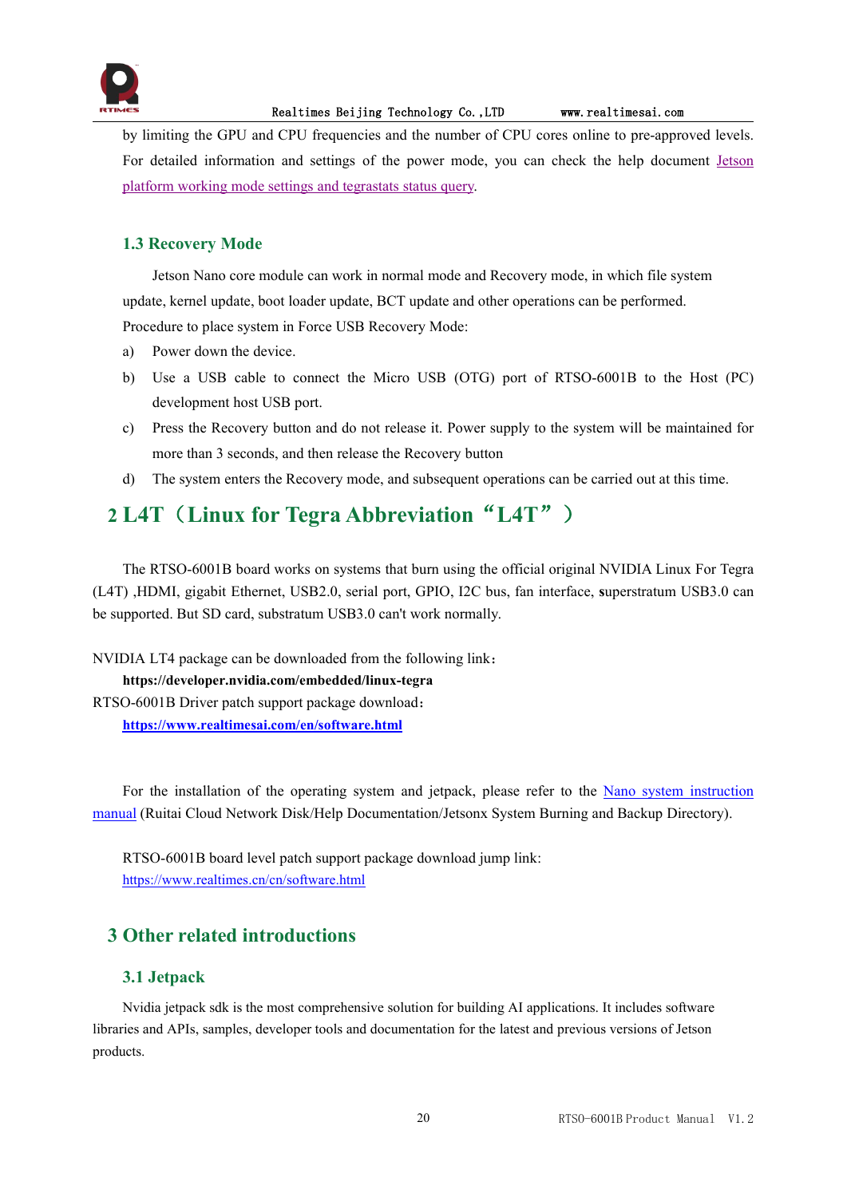by limiting the GPU and CPU frequencies and the number of CPU cores online to pre-approved levels. For detailed information and settings of the power mode, you can check the help document [Jetson platform working mode settings and tegrastats status query](#).

### 1.3 Recovery Mode

Jetson Nano core module can work in normal mode and Recovery mode, in which file system update, kernel update, boot loader update, BCT update and other operations can be performed.

Procedure to place system in Force USB Recovery Mode:

a) Power down the device.

b) Use a USB cable to connect the Micro USB (OTG) port of RTSO-6001B to the Host (PC) development host USB port.

c) Press the Recovery button and do not release it. Power supply to the system will be maintained for more than 3 seconds, and then release the Recovery button

d) The system enters the Recovery mode, and subsequent operations can be carried out at this time.

## 2 L4T（Linux for Tegra Abbreviation“L4T”）

The RTSO-6001B board works on systems that burn using the official original NVIDIA Linux For Tegra (L4T) ,HDMI, gigabit Ethernet, USB2.0, serial port, GPIO, I2C bus, fan interface, **s**uperstratum USB3.0 can be supported. But SD card, substratum USB3.0 can't work normally.

NVIDIA LT4 package can be downloaded from the following link：

**https://developer.nvidia.com/embedded/linux-tegra**

RTSO-6001B Driver patch support package download：

**[https://www.realtimesai.com/en/software.html](https://www.realtimesai.com/en/software.html)**

For the installation of the operating system and jetpack, please refer to the [Nano system instruction manual](#) (Ruitai Cloud Network Disk/Help Documentation/Jetsonx System Burning and Backup Directory).

RTSO-6001B board level patch support package download jump link:

[https://www.realtimes.cn/cn/software.html](https://www.realtimes.cn/cn/software.html)

## 3 Other related introductions

### 3.1 Jetpack

Nvidia jetpack sdk is the most comprehensive solution for building AI applications. It includes software libraries and APIs, samples, developer tools and documentation for the latest and previous versions of Jetson products.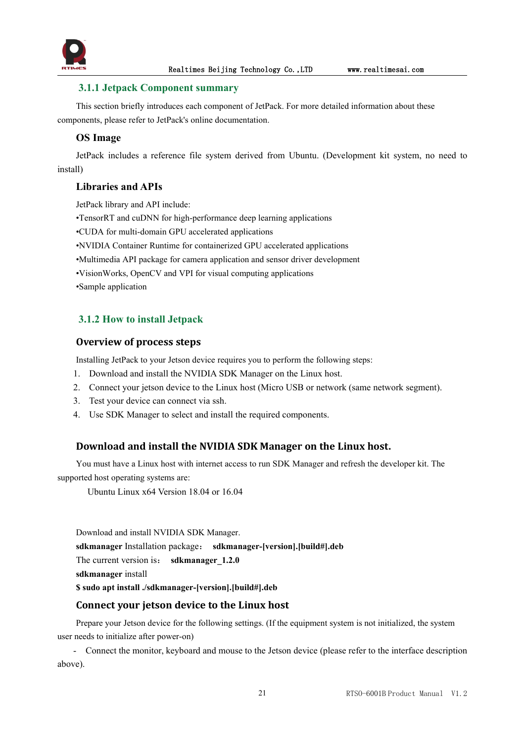### 3.1.1 Jetpack Component summary

This section briefly introduces each component of JetPack. For more detailed information about these components, please refer to JetPack's online documentation.

#### OS Image

JetPack includes a reference file system derived from Ubuntu. (Development kit system, no need to install)

#### Libraries and APIs

JetPack library and API include:

•TensorRT and cuDNN for high-performance deep learning applications
•CUDA for multi-domain GPU accelerated applications
•NVIDIA Container Runtime for containerized GPU accelerated applications
•Multimedia API package for camera application and sensor driver development
•VisionWorks, OpenCV and VPI for visual computing applications
•Sample application

### 3.1.2 How to install Jetpack

#### Overview of process steps

Installing JetPack to your Jetson device requires you to perform the following steps:

1. Download and install the NVIDIA SDK Manager on the Linux host.
2. Connect your jetson device to the Linux host (Micro USB or network (same network segment).
3. Test your device can connect via ssh.
4. Use SDK Manager to select and install the required components.

#### Download and install the NVIDIA SDK Manager on the Linux host.

You must have a Linux host with internet access to run SDK Manager and refresh the developer kit. The supported host operating systems are:

Ubuntu Linux x64 Version 18.04 or 16.04

Download and install NVIDIA SDK Manager.

**sdkmanager** Installation package： **sdkmanager-[version].[build#].deb**

The current version is： **sdkmanager_1.2.0**

**sdkmanager** install

**$ sudo apt install ./sdkmanager-[version].[build#].deb**

#### Connect your jetson device to the Linux host

Prepare your Jetson device for the following settings. (If the equipment system is not initialized, the system user needs to initialize after power-on)

- Connect the monitor, keyboard and mouse to the Jetson device (please refer to the interface description above).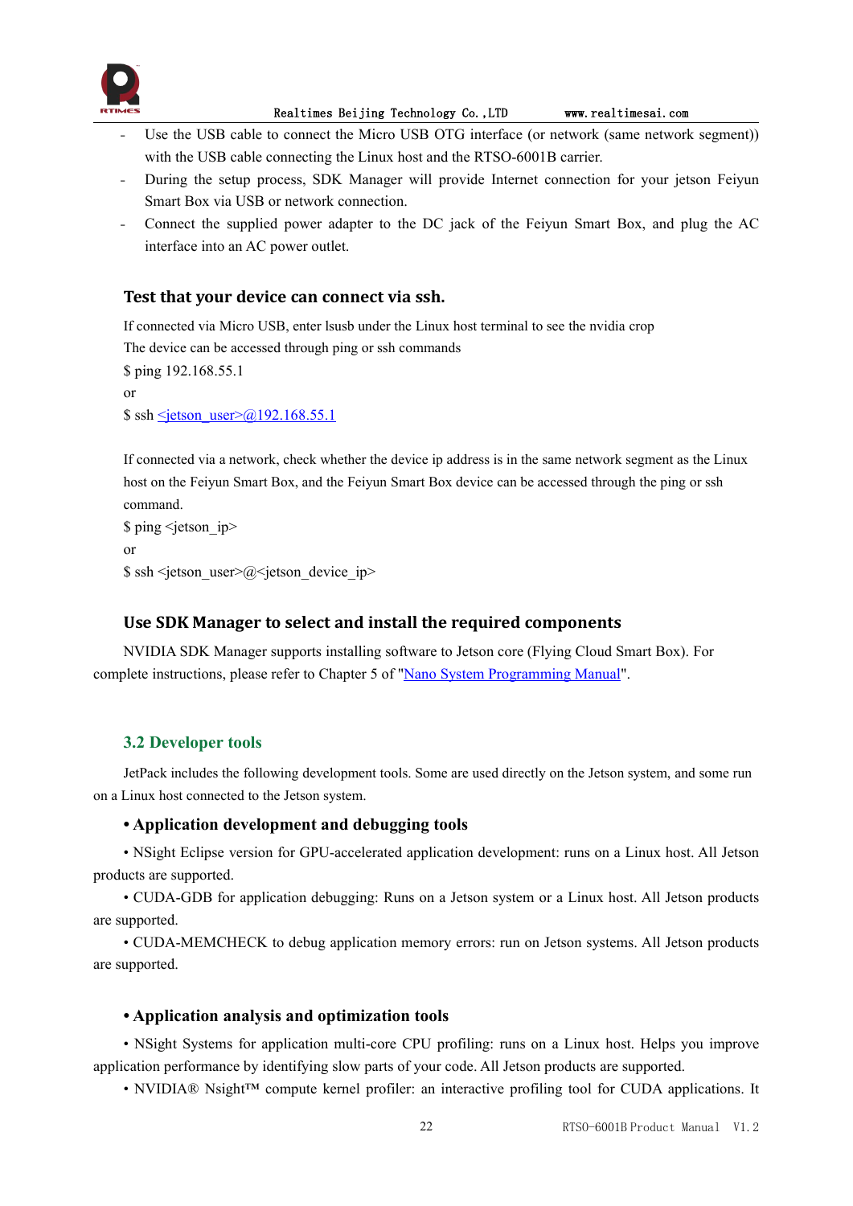- Use the USB cable to connect the Micro USB OTG interface (or network (same network segment)) with the USB cable connecting the Linux host and the RTSO-6001B carrier.
- During the setup process, SDK Manager will provide Internet connection for your jetson Feiyun Smart Box via USB or network connection.
- Connect the supplied power adapter to the DC jack of the Feiyun Smart Box, and plug the AC interface into an AC power outlet.

### Test that your device can connect via ssh.

If connected via Micro USB, enter lsusb under the Linux host terminal to see the nvidia crop

The device can be accessed through ping or ssh commands

$ ping 192.168.55.1

or

$ ssh <jetson_user>@192.168.55.1

If connected via a network, check whether the device ip address is in the same network segment as the Linux host on the Feiyun Smart Box, and the Feiyun Smart Box device can be accessed through the ping or ssh command.

$ ping <jetson_ip>

or

$ ssh <jetson_user>@<jetson_device_ip>

### Use SDK Manager to select and install the required components

NVIDIA SDK Manager supports installing software to Jetson core (Flying Cloud Smart Box). For complete instructions, please refer to Chapter 5 of "Nano System Programming Manual".

## 3.2 Developer tools

JetPack includes the following development tools. Some are used directly on the Jetson system, and some run on a Linux host connected to the Jetson system.

### • Application development and debugging tools

• NSight Eclipse version for GPU-accelerated application development: runs on a Linux host. All Jetson products are supported.

• CUDA-GDB for application debugging: Runs on a Jetson system or a Linux host. All Jetson products are supported.

• CUDA-MEMCHECK to debug application memory errors: run on Jetson systems. All Jetson products are supported.

### • Application analysis and optimization tools

• NSight Systems for application multi-core CPU profiling: runs on a Linux host. Helps you improve application performance by identifying slow parts of your code. All Jetson products are supported.

• NVIDIA® Nsight™ compute kernel profiler: an interactive profiling tool for CUDA applications. It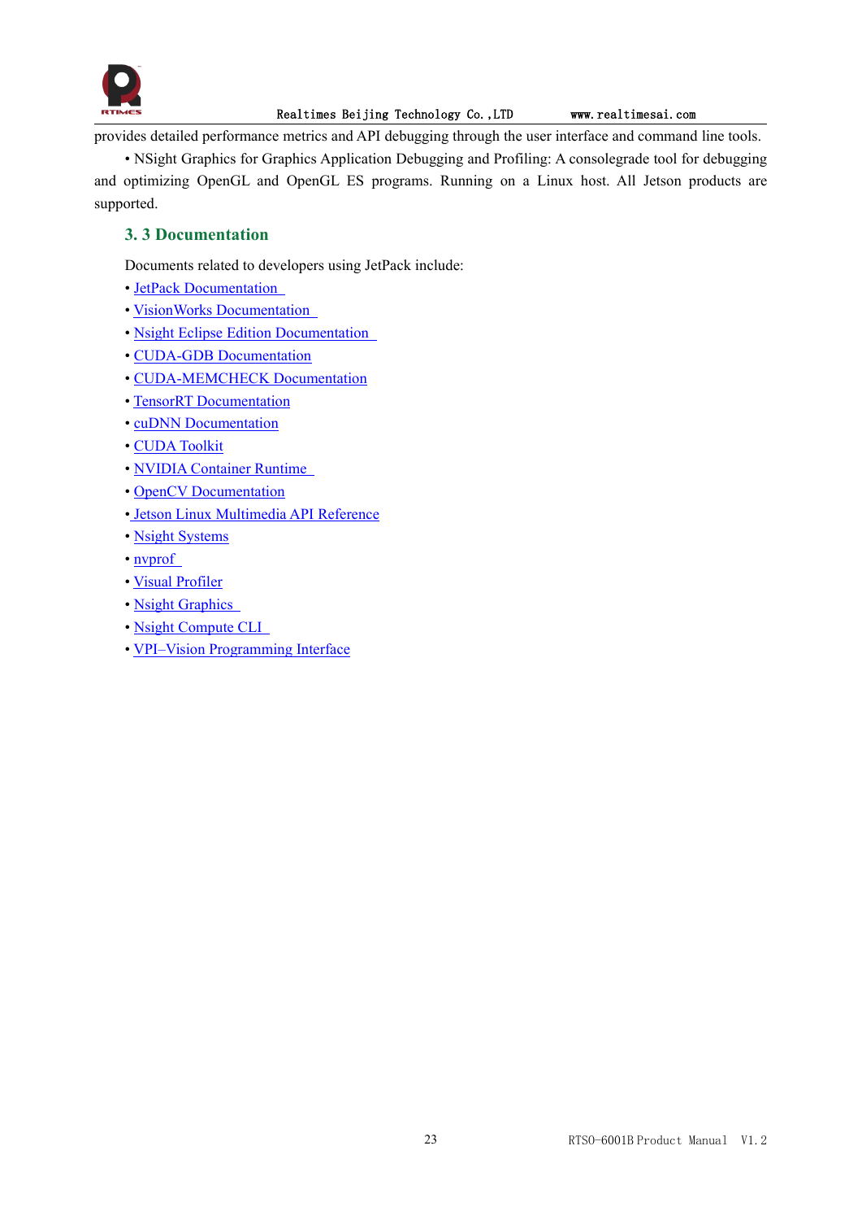provides detailed performance metrics and API debugging through the user interface and command line tools.

• NSight Graphics for Graphics Application Debugging and Profiling: A consolegrade tool for debugging and optimizing OpenGL and OpenGL ES programs. Running on a Linux host. All Jetson products are supported.

## 3. 3 Documentation

Documents related to developers using JetPack include:

• JetPack Documentation
• VisionWorks Documentation
• Nsight Eclipse Edition Documentation
• CUDA-GDB Documentation
• CUDA-MEMCHECK Documentation
• TensorRT Documentation
• cuDNN Documentation
• CUDA Toolkit
• NVIDIA Container Runtime
• OpenCV Documentation
• Jetson Linux Multimedia API Reference
• Nsight Systems
• nvprof
• Visual Profiler
• Nsight Graphics
• Nsight Compute CLI
• VPI–Vision Programming Interface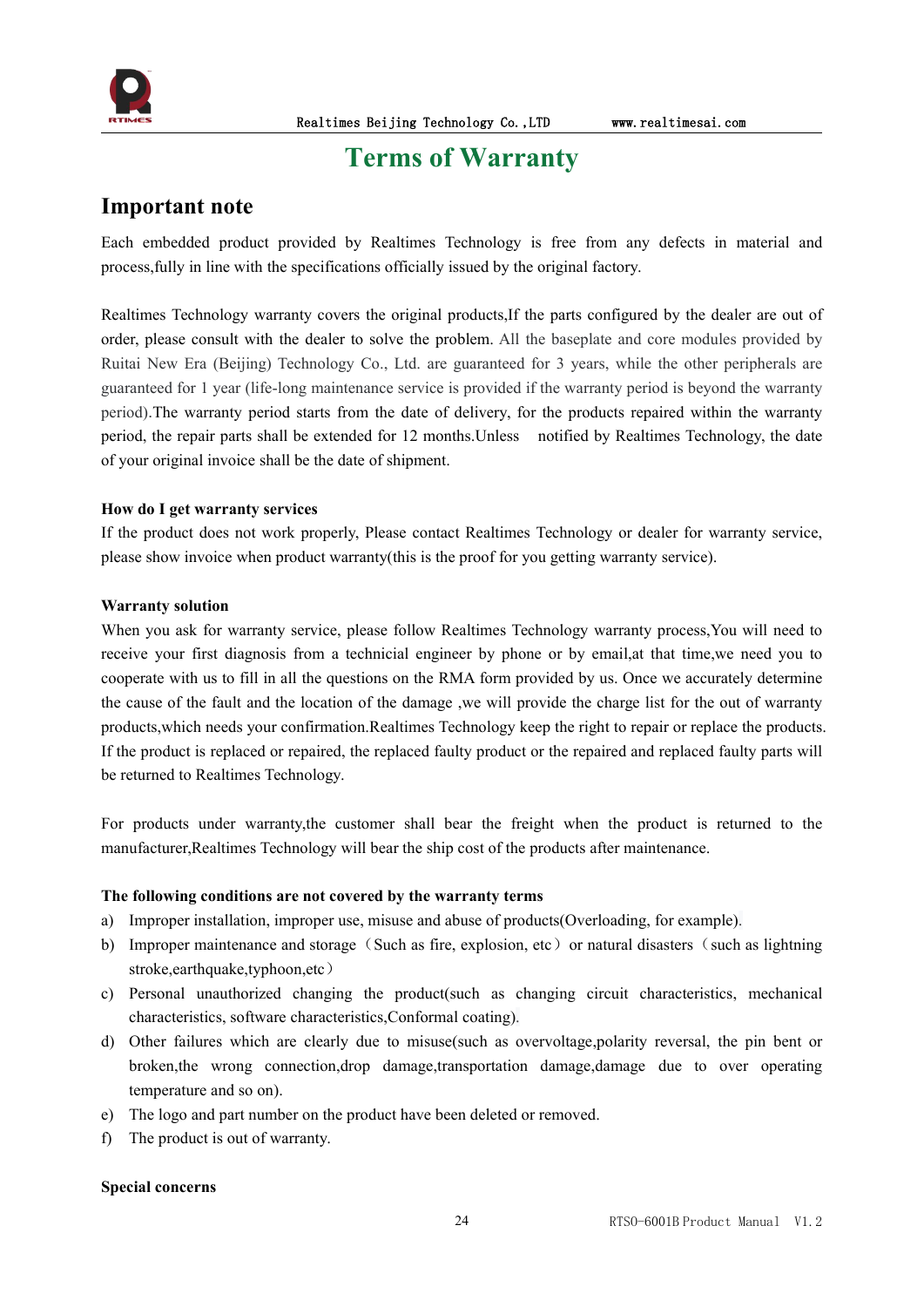# Terms of Warranty

## Important note

Each embedded product provided by Realtimes Technology is free from any defects in material and process,fully in line with the specifications officially issued by the original factory.

Realtimes Technology warranty covers the original products,If the parts configured by the dealer are out of order, please consult with the dealer to solve the problem. All the baseplate and core modules provided by Ruitai New Era (Beijing) Technology Co., Ltd. are guaranteed for 3 years, while the other peripherals are guaranteed for 1 year (life-long maintenance service is provided if the warranty period is beyond the warranty period).The warranty period starts from the date of delivery, for the products repaired within the warranty period, the repair parts shall be extended for 12 months.Unless notified by Realtimes Technology, the date of your original invoice shall be the date of shipment.

**How do I get warranty services**

If the product does not work properly, Please contact Realtimes Technology or dealer for warranty service, please show invoice when product warranty(this is the proof for you getting warranty service).

**Warranty solution**

When you ask for warranty service, please follow Realtimes Technology warranty process,You will need to receive your first diagnosis from a technicial engineer by phone or by email,at that time,we need you to cooperate with us to fill in all the questions on the RMA form provided by us. Once we accurately determine the cause of the fault and the location of the damage ,we will provide the charge list for the out of warranty products,which needs your confirmation.Realtimes Technology keep the right to repair or replace the products. If the product is replaced or repaired, the replaced faulty product or the repaired and replaced faulty parts will be returned to Realtimes Technology.

For products under warranty,the customer shall bear the freight when the product is returned to the manufacturer,Realtimes Technology will bear the ship cost of the products after maintenance.

**The following conditions are not covered by the warranty terms**

a) Improper installation, improper use, misuse and abuse of products(Overloading, for example).
b) Improper maintenance and storage（Such as fire, explosion, etc）or natural disasters（such as lightning stroke,earthquake,typhoon,etc）
c) Personal unauthorized changing the product(such as changing circuit characteristics, mechanical characteristics, software characteristics,Conformal coating).
d) Other failures which are clearly due to misuse(such as overvoltage,polarity reversal, the pin bent or broken,the wrong connection,drop damage,transportation damage,damage due to over operating temperature and so on).
e) The logo and part number on the product have been deleted or removed.
f) The product is out of warranty.

**Special concerns**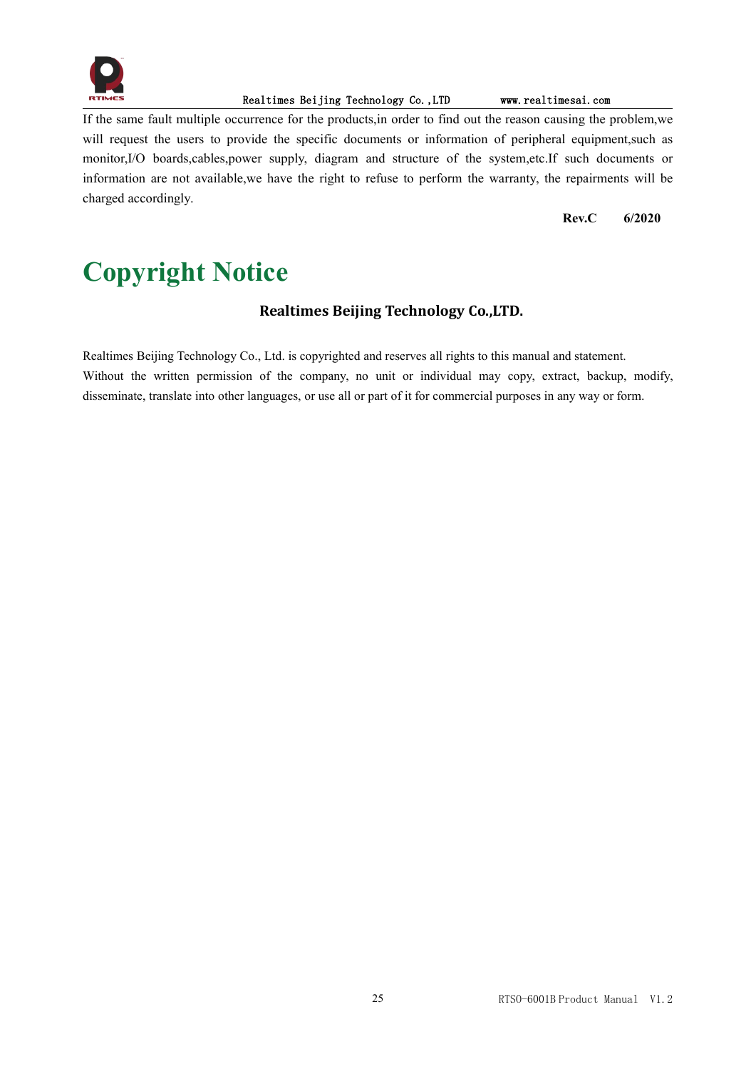If the same fault multiple occurrence for the products,in order to find out the reason causing the problem,we will request the users to provide the specific documents or information of peripheral equipment,such as monitor,I/O boards,cables,power supply, diagram and structure of the system,etc.If such documents or information are not available,we have the right to refuse to perform the warranty, the repairments will be charged accordingly.

**Rev.C 6/2020**

# Copyright Notice

**Realtimes Beijing Technology Co.,LTD.**

Realtimes Beijing Technology Co., Ltd. is copyrighted and reserves all rights to this manual and statement.
Without the written permission of the company, no unit or individual may copy, extract, backup, modify, disseminate, translate into other languages, or use all or part of it for commercial purposes in any way or form.